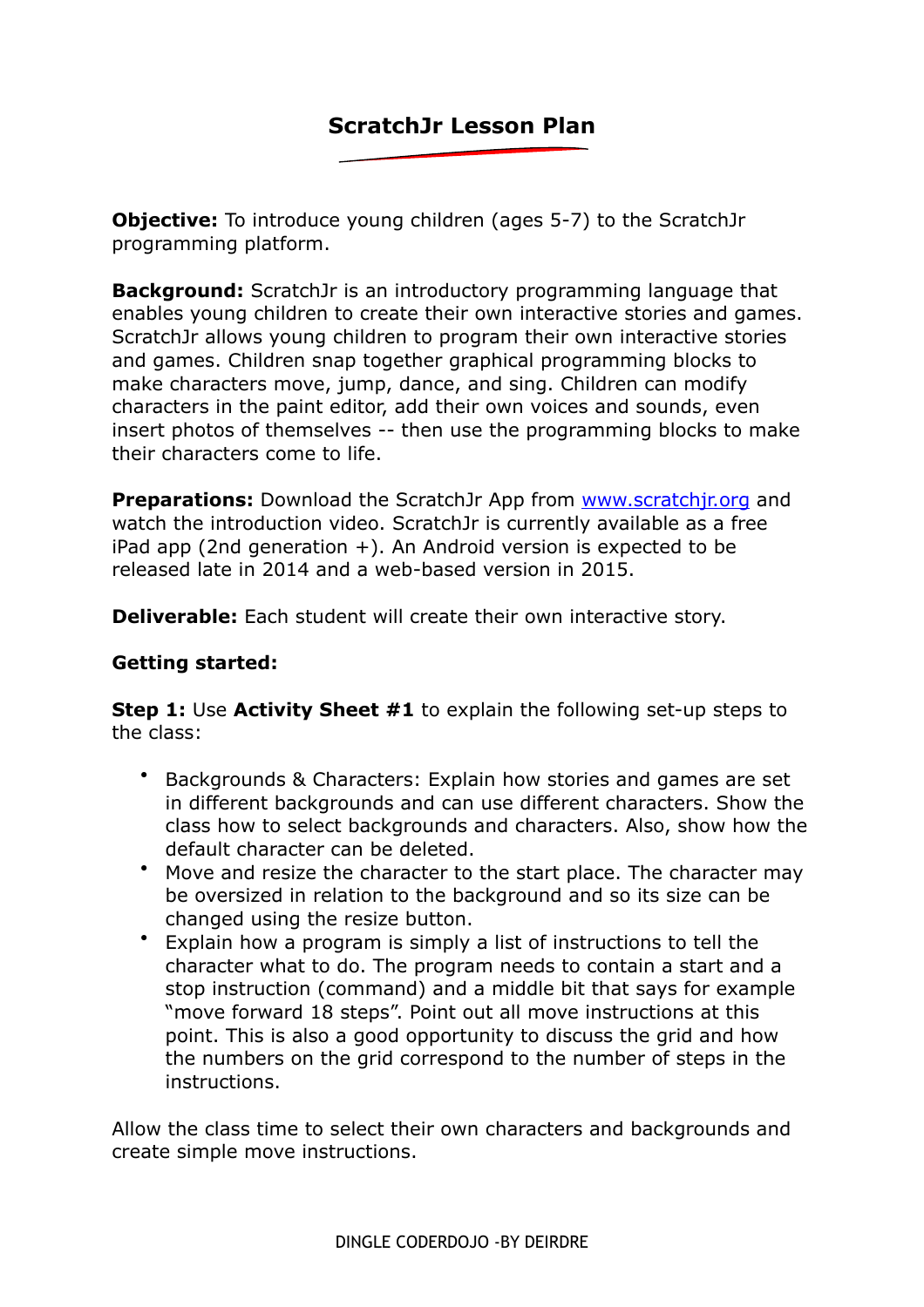# ScratchJr Lesson Plan

**Objective:** To introduce young children (ages 5-7) to the ScratchJr programming platform.

**Background:** ScratchJr is an introductory programming language that enables young children to create their own interactive stories and games. ScratchJr allows young children to program their own interactive stories and games. Children snap together graphical programming blocks to make characters move, jump, dance, and sing. Children can modify characters in the paint editor, add their own voices and sounds, even insert photos of themselves -- then use the programming blocks to make their characters come to life.

**Preparations:** Download the ScratchJr App from [www.scratchjr.org](http://www.scratchjr.org) and watch the introduction video. ScratchJr is currently available as a free iPad app (2nd generation +). An Android version is expected to be released late in 2014 and a web-based version in 2015.

**Deliverable:** Each student will create their own interactive story.

**Getting started:**

**Step 1:** Use **Activity Sheet #1** to explain the following set-up steps to the class:

- Backgrounds & Characters: Explain how stories and games are set in different backgrounds and can use different characters. Show the class how to select backgrounds and characters. Also, show how the default character can be deleted.
- Move and resize the character to the start place. The character may be oversized in relation to the background and so its size can be changed using the resize button.
- Explain how a program is simply a list of instructions to tell the character what to do. The program needs to contain a start and a stop instruction (command) and a middle bit that says for example "move forward 18 steps". Point out all move instructions at this point. This is also a good opportunity to discuss the grid and how the numbers on the grid correspond to the number of steps in the instructions.

Allow the class time to select their own characters and backgrounds and create simple move instructions.

DINGLE CODERDOJO -BY DEIRDRE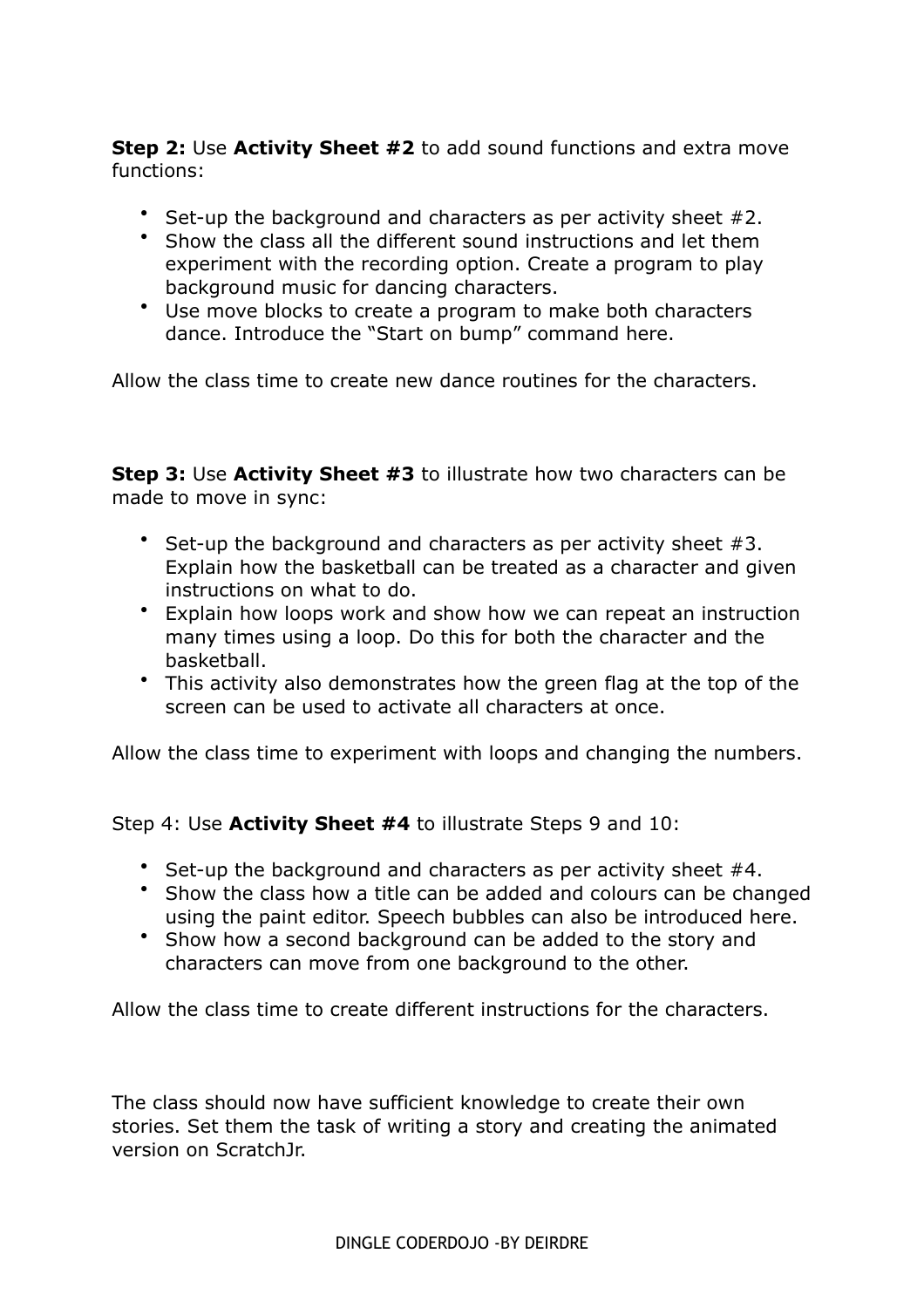**Step 2:** Use **Activity Sheet #2** to add sound functions and extra move functions:

- Set-up the background and characters as per activity sheet #2.
- Show the class all the different sound instructions and let them experiment with the recording option. Create a program to play background music for dancing characters.
- Use move blocks to create a program to make both characters dance. Introduce the "Start on bump" command here.

Allow the class time to create new dance routines for the characters.

**Step 3:** Use **Activity Sheet #3** to illustrate how two characters can be made to move in sync:

- Set-up the background and characters as per activity sheet #3. Explain how the basketball can be treated as a character and given instructions on what to do.
- Explain how loops work and show how we can repeat an instruction many times using a loop. Do this for both the character and the basketball.
- This activity also demonstrates how the green flag at the top of the screen can be used to activate all characters at once.

Allow the class time to experiment with loops and changing the numbers.

Step 4: Use **Activity Sheet #4** to illustrate Steps 9 and 10:

- Set-up the background and characters as per activity sheet #4.
- Show the class how a title can be added and colours can be changed using the paint editor. Speech bubbles can also be introduced here.
- Show how a second background can be added to the story and characters can move from one background to the other.

Allow the class time to create different instructions for the characters.

The class should now have sufficient knowledge to create their own stories. Set them the task of writing a story and creating the animated version on ScratchJr.